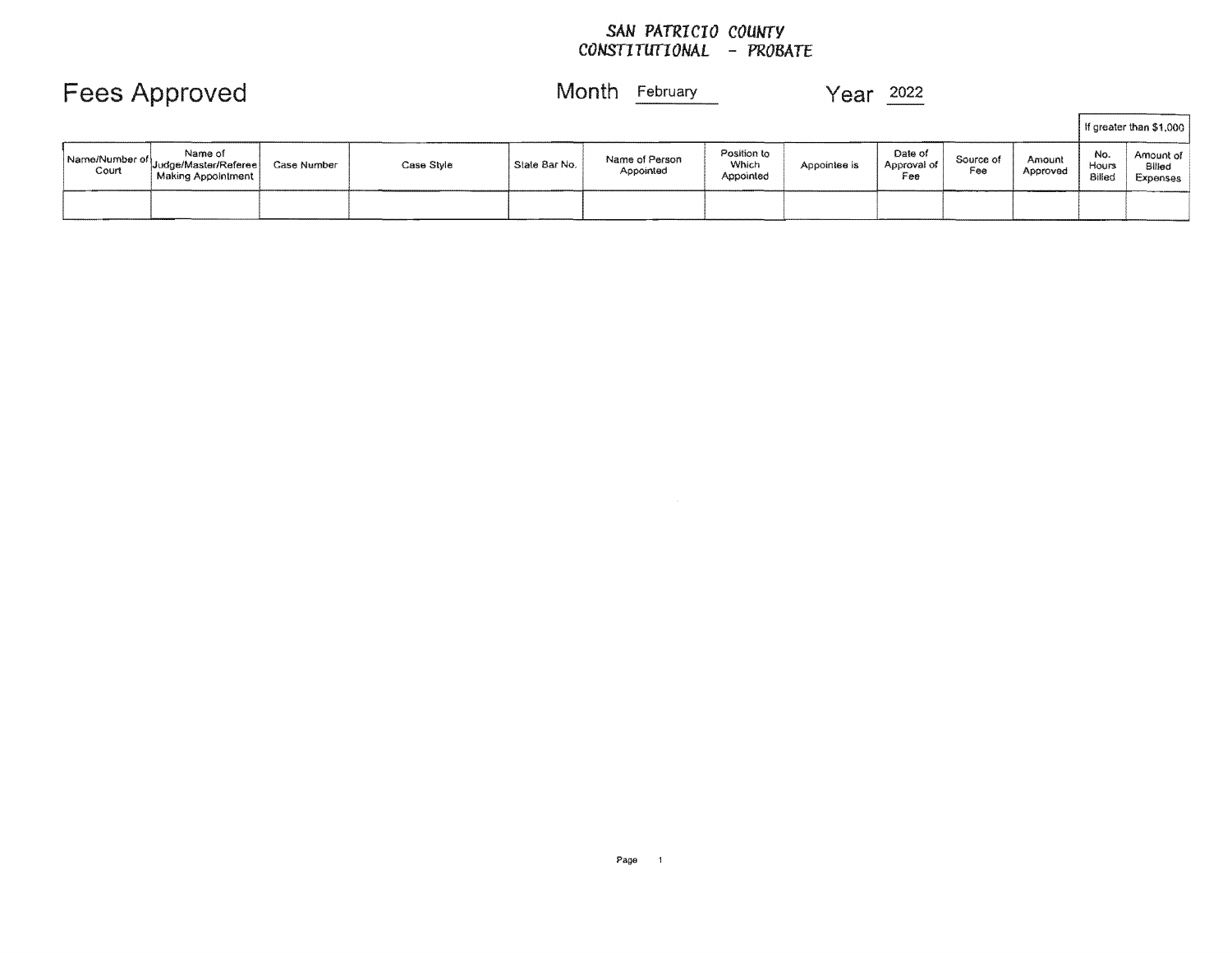**SAN PATRICIO COUNTY**
**CONSTITUTIONAL - PROBATE**

# Fees Approved

Month February Year 2022

| Name/Number of Court | Name of Judge/Master/Referee Making Appointment | Case Number | Case Style | State Bar No. | Name of Person Appointed | Position to Which Appointed | Appointee is | Date of Approval of Fee | Source of Fee | Amount Approved | If greater than $1,000 | |
|---|---|---|---|---|---|---|---|---|---|---|---|---|
| | | | | | | | | | | | No. Hours Billed | Amount of Billed Expenses |
| | | | | | | | | | | | | |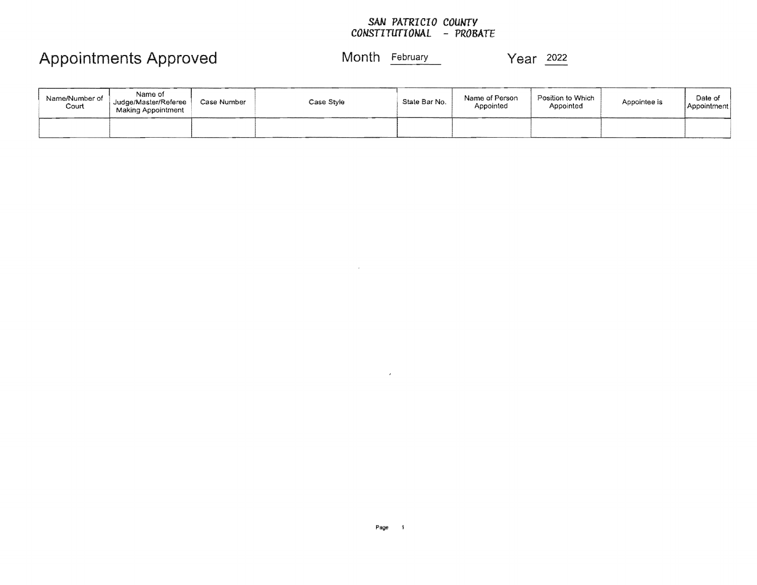**SAN PATRICIO COUNTY**
**CONSTITUTIONAL - PROBATE**

# Appointments Approved

Month February Year 2022

| Name/Number of Court | Name of Judge/Master/Referee Making Appointment | Case Number | Case Style | State Bar No. | Name of Person Appointed | Position to Which Appointed | Appointee is | Date of Appointment |
|---|---|---|---|---|---|---|---|---|
| | | | | | | | | |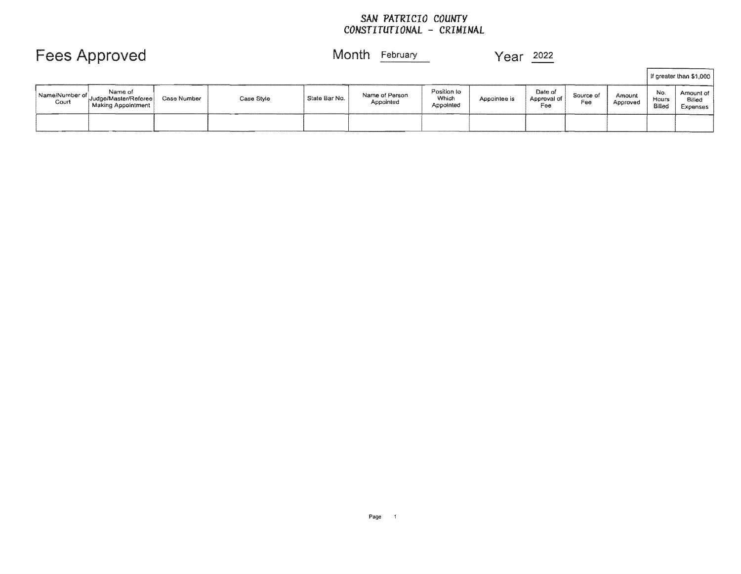**SAN PATRICIO COUNTY**
**CONSTITUTIONAL - CRIMINAL**

# Fees Approved

Month February Year 2022

| Name/Number of Court | Name of Judge/Master/Referee Making Appointment | Case Number | Case Style | State Bar No. | Name of Person Appointed | Position to Which Appointed | Appointee is | Date of Approval of Fee | Source of Fee | Amount Approved | If greater than $1,000 | |
|---|---|---|---|---|---|---|---|---|---|---|---|---|
| | | | | | | | | | | | No. Hours Billed | Amount of Billed Expenses |
| | | | | | | | | | | | | |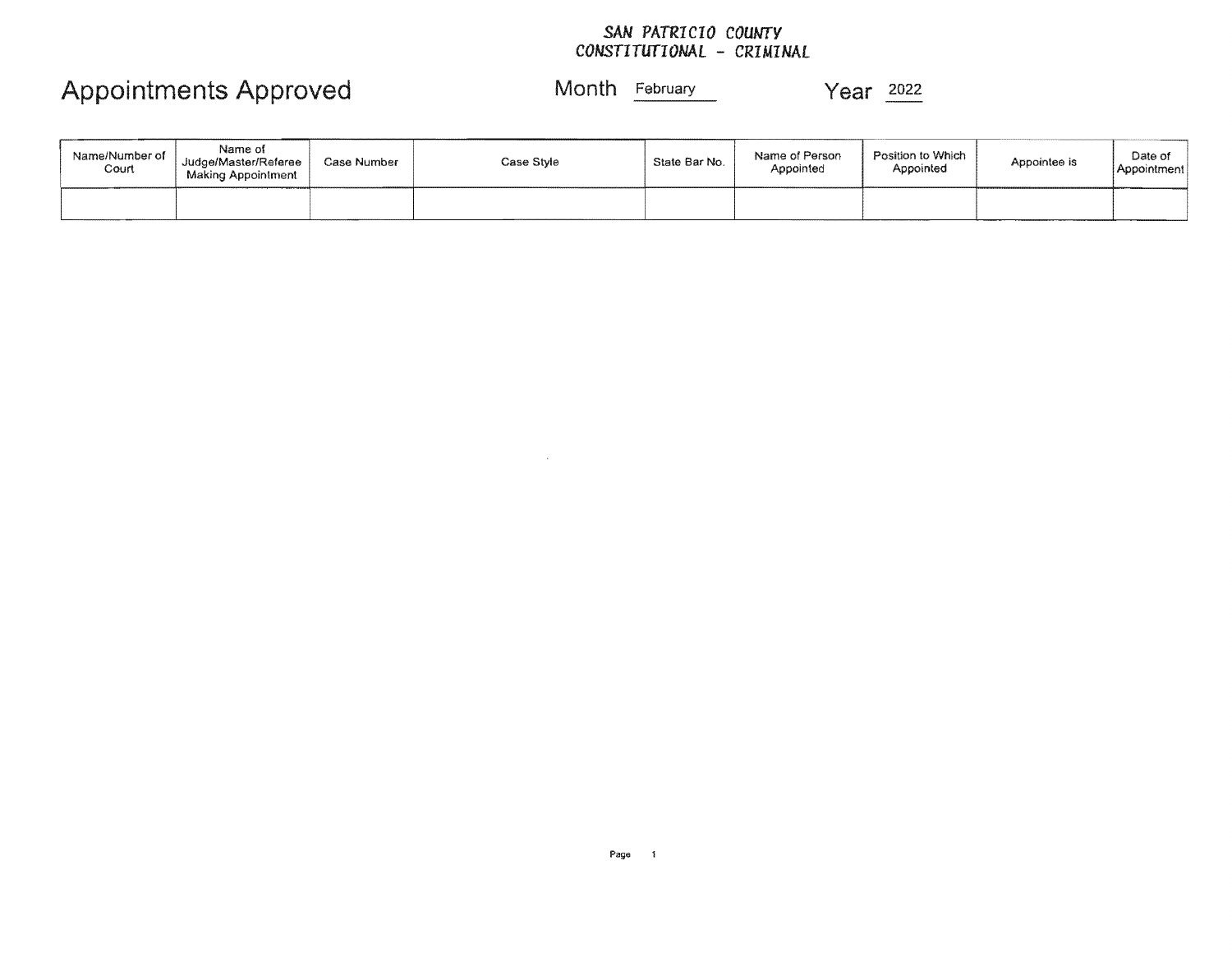SAN PATRICIO COUNTY
CONSTITUTIONAL - CRIMINAL

# Appointments Approved

Month February Year 2022

| Name/Number of Court | Name of Judge/Master/Referee Making Appointment | Case Number | Case Style | State Bar No. | Name of Person Appointed | Position to Which Appointed | Appointee is | Date of Appointment |
|---|---|---|---|---|---|---|---|---|
| | | | | | | | | |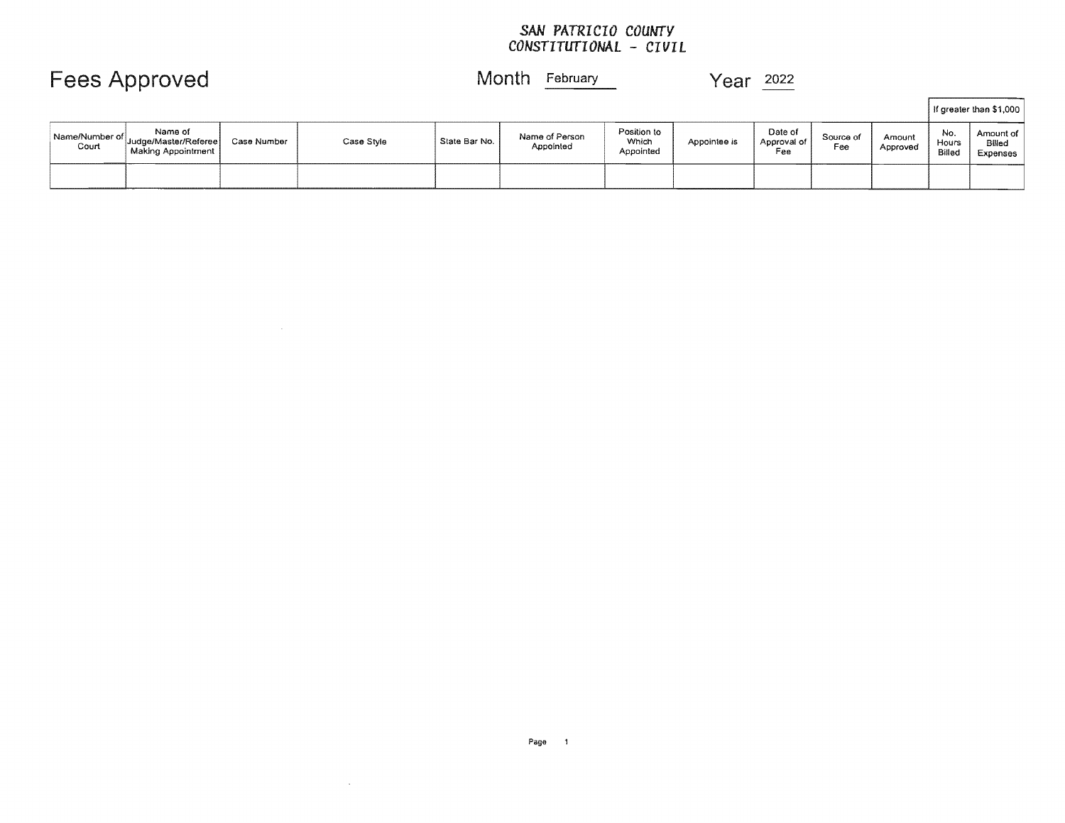SAN PATRICIO COUNTY
CONSTITUTIONAL - CIVIL

# Fees Approved

Month February

Year 2022

| Name/Number of Court | Name of Judge/Master/Referee Making Appointment | Case Number | Case Style | State Bar No. | Name of Person Appointed | Position to Which Appointed | Appointee is | Date of Approval of Fee | Source of Fee | Amount Approved | If greater than $1,000 | |
|---|---|---|---|---|---|---|---|---|---|---|---|---|
| | | | | | | | | | | | No. Hours Billed | Amount of Billed Expenses |
| | | | | | | | | | | | | |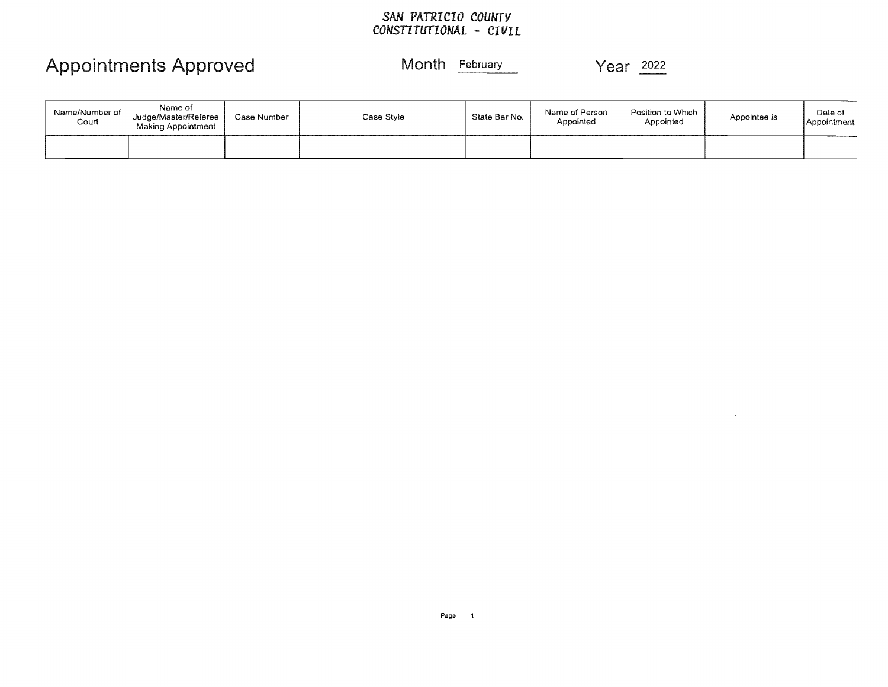SAN PATRICIO COUNTY
CONSTITUTIONAL - CIVIL

# Appointments Approved

Month February Year 2022

| Name/Number of Court | Name of Judge/Master/Referee Making Appointment | Case Number | Case Style | State Bar No. | Name of Person Appointed | Position to Which Appointed | Appointee is | Date of Appointment |
| --- | --- | --- | --- | --- | --- | --- | --- | --- |
| | | | | | | | | |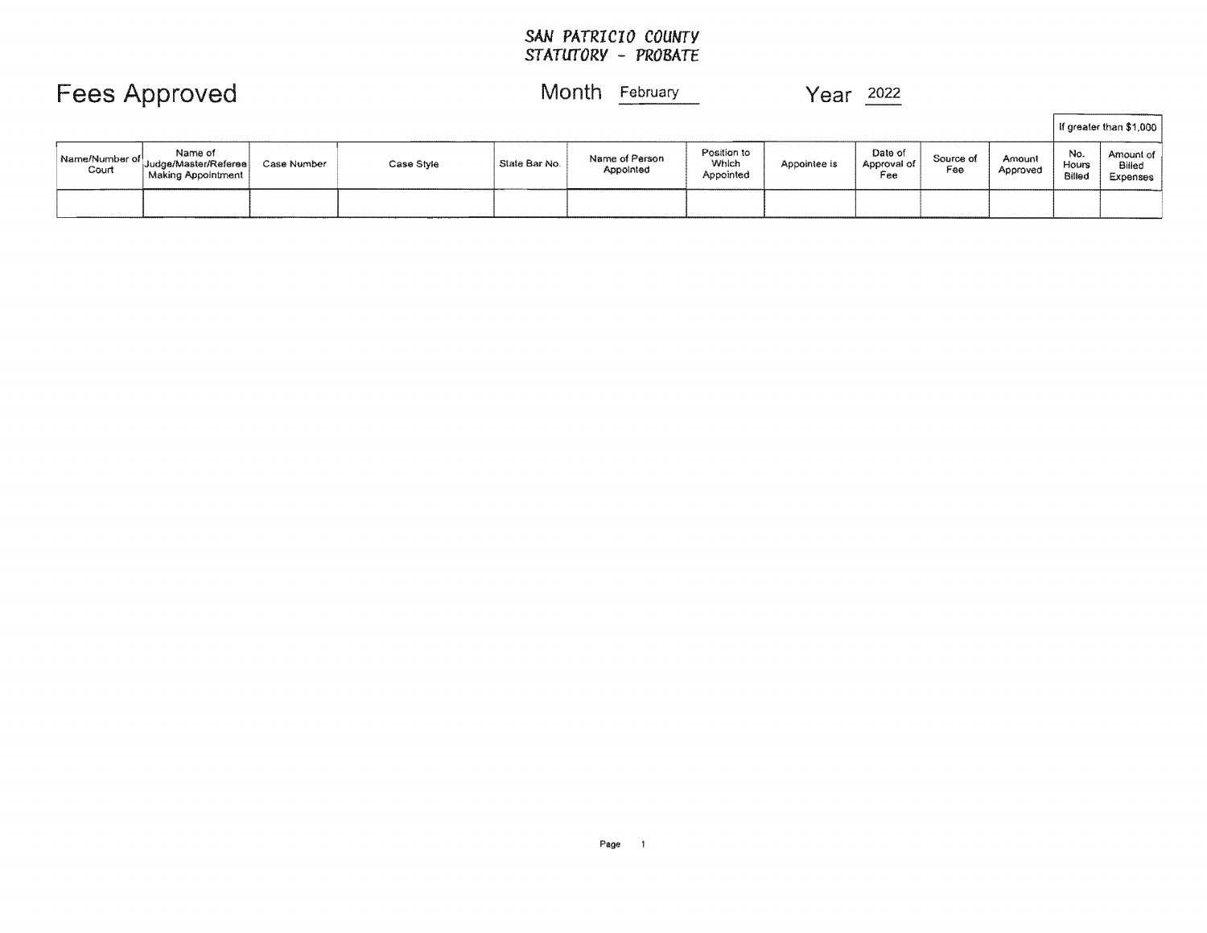SAN PATRICIO COUNTY
STATUTORY - PROBATE

# Fees Approved

Month February

Year 2022

| Name/Number of Court | Name of Judge/Master/Referee Making Appointment | Case Number | Case Style | State Bar No. | Name of Person Appointed | Position to Which Appointed | Appointee is | Date of Approval of Fee | Source of Fee | Amount Approved | If greater than $1,000 | |
|---|---|---|---|---|---|---|---|---|---|---|---|---|
| | | | | | | | | | | | No. Hours Billed | Amount of Billed Expenses |
| | | | | | | | | | | | | |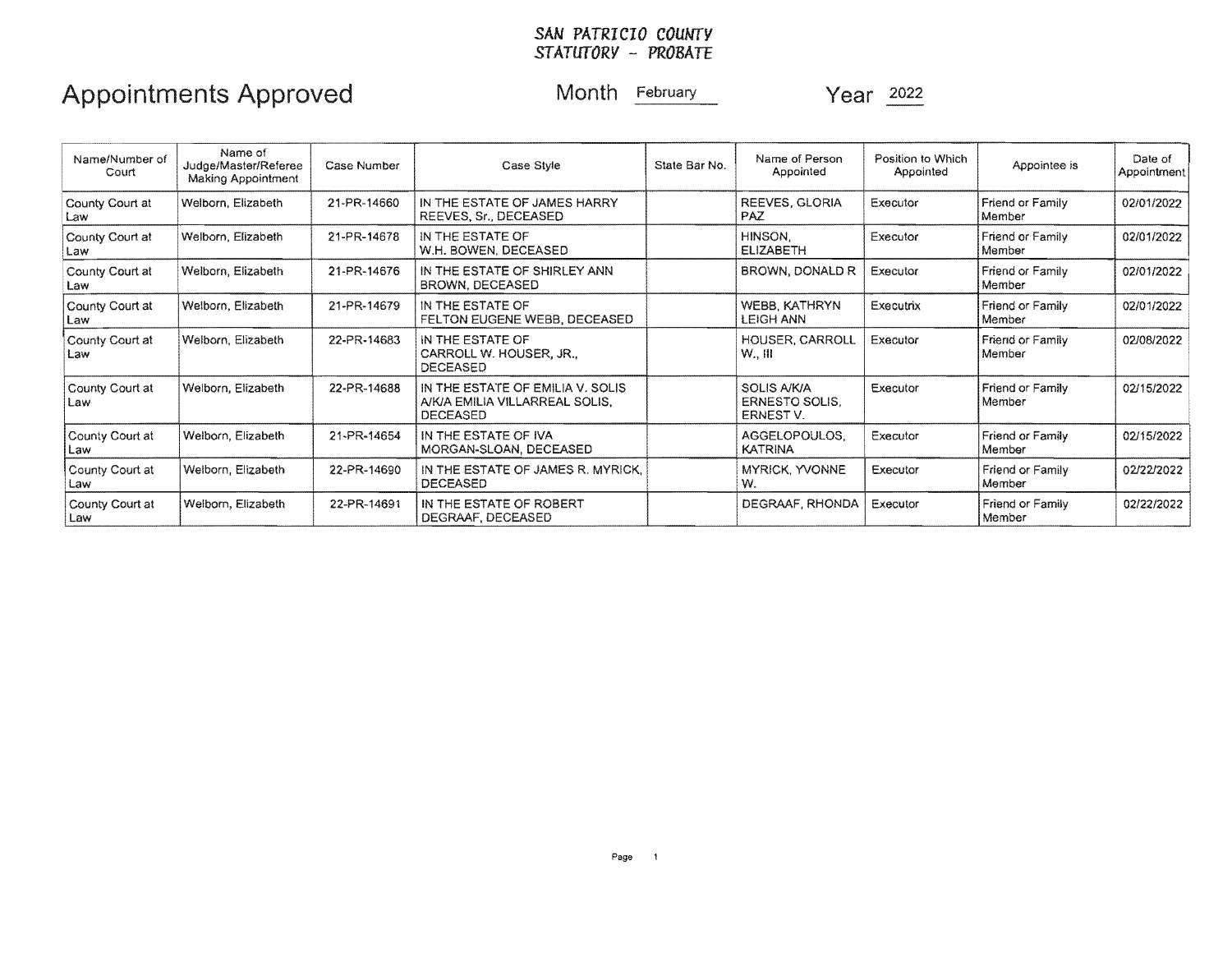**SAN PATRICIO COUNTY**
**STATUTORY - PROBATE**

# Appointments Approved

Month February Year 2022

| Name/Number of Court | Name of Judge/Master/Referee Making Appointment | Case Number | Case Style | State Bar No. | Name of Person Appointed | Position to Which Appointed | Appointee is | Date of Appointment |
|---|---|---|---|---|---|---|---|---|
| County Court at Law | Welborn, Elizabeth | 21-PR-14660 | IN THE ESTATE OF JAMES HARRY REEVES, Sr., DECEASED | | REEVES, GLORIA PAZ | Executor | Friend or Family Member | 02/01/2022 |
| County Court at Law | Welborn, Elizabeth | 21-PR-14678 | IN THE ESTATE OF W.H. BOWEN, DECEASED | | HINSON, ELIZABETH | Executor | Friend or Family Member | 02/01/2022 |
| County Court at Law | Welborn, Elizabeth | 21-PR-14676 | IN THE ESTATE OF SHIRLEY ANN BROWN, DECEASED | | BROWN, DONALD R | Executor | Friend or Family Member | 02/01/2022 |
| County Court at Law | Welborn, Elizabeth | 21-PR-14679 | IN THE ESTATE OF FELTON EUGENE WEBB, DECEASED | | WEBB, KATHRYN LEIGH ANN | Executrix | Friend or Family Member | 02/01/2022 |
| County Court at Law | Welborn, Elizabeth | 22-PR-14683 | IN THE ESTATE OF CARROLL W. HOUSER, JR., DECEASED | | HOUSER, CARROLL W., III | Executor | Friend or Family Member | 02/08/2022 |
| County Court at Law | Welborn, Elizabeth | 22-PR-14688 | IN THE ESTATE OF EMILIA V. SOLIS A/K/A EMILIA VILLARREAL SOLIS, DECEASED | | SOLIS A/K/A ERNESTO SOLIS, ERNEST V. | Executor | Friend or Family Member | 02/15/2022 |
| County Court at Law | Welborn, Elizabeth | 21-PR-14654 | IN THE ESTATE OF IVA MORGAN-SLOAN, DECEASED | | AGGELOPOULOS, KATRINA | Executor | Friend or Family Member | 02/15/2022 |
| County Court at Law | Welborn, Elizabeth | 22-PR-14690 | IN THE ESTATE OF JAMES R. MYRICK, DECEASED | | MYRICK, YVONNE W. | Executor | Friend or Family Member | 02/22/2022 |
| County Court at Law | Welborn, Elizabeth | 22-PR-14691 | IN THE ESTATE OF ROBERT DEGRAAF, DECEASED | | DEGRAAF, RHONDA | Executor | Friend or Family Member | 02/22/2022 |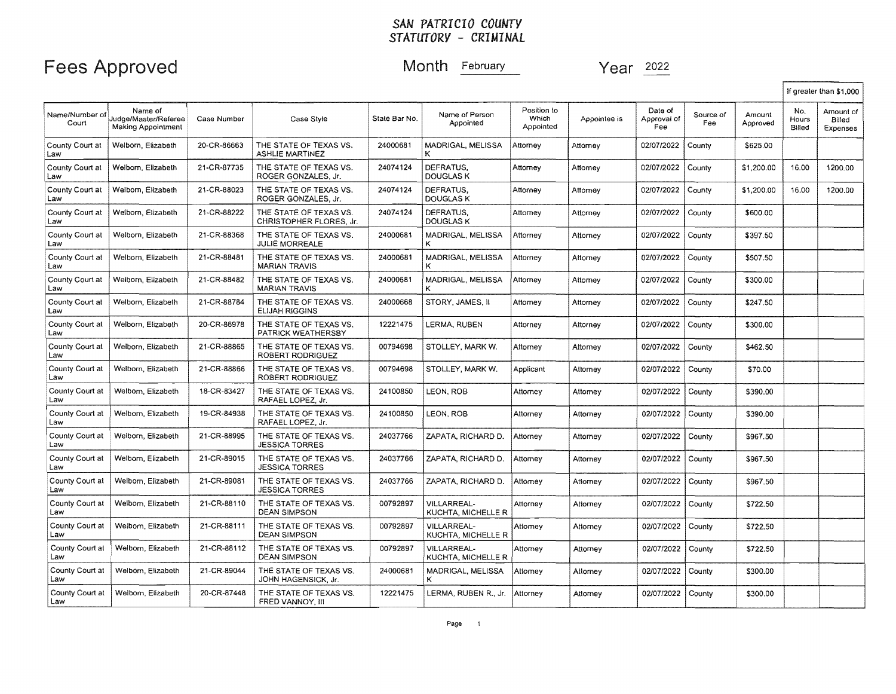# SAN PATRICIO COUNTY
## STATUTORY - CRIMINAL

**Fees Approved** Month February Year 2022

| Name/Number of Court | Name of Judge/Master/Referee Making Appointment | Case Number | Case Style | State Bar No. | Name of Person Appointed | Position to Which Appointed | Appointee is | Date of Approval of Fee | Source of Fee | Amount Approved | If greater than $1,000 No. Hours Billed | Amount of Billed Expenses |
|---|---|---|---|---|---|---|---|---|---|---|---|---|
| County Court at Law | Welborn, Elizabeth | 20-CR-86663 | THE STATE OF TEXAS VS. ASHLIE MARTINEZ | 24000681 | MADRIGAL, MELISSA K | Attorney | Attorney | 02/07/2022 | County | $625.00 | | |
| County Court at Law | Welborn, Elizabeth | 21-CR-87735 | THE STATE OF TEXAS VS. ROGER GONZALES, Jr. | 24074124 | DEFRATUS, DOUGLAS K | Attorney | Attorney | 02/07/2022 | County | $1,200.00 | 16.00 | 1200.00 |
| County Court at Law | Welborn, Elizabeth | 21-CR-88023 | THE STATE OF TEXAS VS. ROGER GONZALES, Jr. | 24074124 | DEFRATUS, DOUGLAS K | Attorney | Attorney | 02/07/2022 | County | $1,200.00 | 16.00 | 1200.00 |
| County Court at Law | Welborn, Elizabeth | 21-CR-88222 | THE STATE OF TEXAS VS. CHRISTOPHER FLORES, Jr. | 24074124 | DEFRATUS, DOUGLAS K | Attorney | Attorney | 02/07/2022 | County | $600.00 | | |
| County Court at Law | Welborn, Elizabeth | 21-CR-88368 | THE STATE OF TEXAS VS. JULIE MORREALE | 24000681 | MADRIGAL, MELISSA K | Attorney | Attorney | 02/07/2022 | County | $397.50 | | |
| County Court at Law | Welborn, Elizabeth | 21-CR-88481 | THE STATE OF TEXAS VS. MARIAN TRAVIS | 24000681 | MADRIGAL, MELISSA K | Attorney | Attorney | 02/07/2022 | County | $507.50 | | |
| County Court at Law | Welborn, Elizabeth | 21-CR-88482 | THE STATE OF TEXAS VS. MARIAN TRAVIS | 24000681 | MADRIGAL, MELISSA K | Attorney | Attorney | 02/07/2022 | County | $300.00 | | |
| County Court at Law | Welborn, Elizabeth | 21-CR-88784 | THE STATE OF TEXAS VS. ELIJAH RIGGINS | 24000668 | STORY, JAMES, II | Attorney | Attorney | 02/07/2022 | County | $247.50 | | |
| County Court at Law | Welborn, Elizabeth | 20-CR-86978 | THE STATE OF TEXAS VS. PATRICK WEATHERSBY | 12221475 | LERMA, RUBEN | Attorney | Attorney | 02/07/2022 | County | $300.00 | | |
| County Court at Law | Welborn, Elizabeth | 21-CR-88865 | THE STATE OF TEXAS VS. ROBERT RODRIGUEZ | 00794698 | STOLLEY, MARK W. | Attorney | Attorney | 02/07/2022 | County | $462.50 | | |
| County Court at Law | Welborn, Elizabeth | 21-CR-88866 | THE STATE OF TEXAS VS. ROBERT RODRIGUEZ | 00794698 | STOLLEY, MARK W. | Applicant | Attorney | 02/07/2022 | County | $70.00 | | |
| County Court at Law | Welborn, Elizabeth | 18-CR-83427 | THE STATE OF TEXAS VS. RAFAEL LOPEZ, Jr. | 24100850 | LEON, ROB | Attorney | Attorney | 02/07/2022 | County | $390.00 | | |
| County Court at Law | Welborn, Elizabeth | 19-CR-84938 | THE STATE OF TEXAS VS. RAFAEL LOPEZ, Jr. | 24100850 | LEON, ROB | Attorney | Attorney | 02/07/2022 | County | $390.00 | | |
| County Court at Law | Welborn, Elizabeth | 21-CR-88995 | THE STATE OF TEXAS VS. JESSICA TORRES | 24037766 | ZAPATA, RICHARD D. | Attorney | Attorney | 02/07/2022 | County | $967.50 | | |
| County Court at Law | Welborn, Elizabeth | 21-CR-89015 | THE STATE OF TEXAS VS. JESSICA TORRES | 24037766 | ZAPATA, RICHARD D. | Attorney | Attorney | 02/07/2022 | County | $967.50 | | |
| County Court at Law | Welborn, Elizabeth | 21-CR-89081 | THE STATE OF TEXAS VS. JESSICA TORRES | 24037766 | ZAPATA, RICHARD D. | Attorney | Attorney | 02/07/2022 | County | $967.50 | | |
| County Court at Law | Welborn, Elizabeth | 21-CR-88110 | THE STATE OF TEXAS VS. DEAN SIMPSON | 00792897 | VILLARREAL-KUCHTA, MICHELLE R | Attorney | Attorney | 02/07/2022 | County | $722.50 | | |
| County Court at Law | Welborn, Elizabeth | 21-CR-88111 | THE STATE OF TEXAS VS. DEAN SIMPSON | 00792897 | VILLARREAL-KUCHTA, MICHELLE R | Attorney | Attorney | 02/07/2022 | County | $722.50 | | |
| County Court at Law | Welborn, Elizabeth | 21-CR-88112 | THE STATE OF TEXAS VS. DEAN SIMPSON | 00792897 | VILLARREAL-KUCHTA, MICHELLE R | Attorney | Attorney | 02/07/2022 | County | $722.50 | | |
| County Court at Law | Welborn, Elizabeth | 21-CR-89044 | THE STATE OF TEXAS VS. JOHN HAGENSICK, Jr. | 24000681 | MADRIGAL, MELISSA K | Attorney | Attorney | 02/07/2022 | County | $300.00 | | |
| County Court at Law | Welborn, Elizabeth | 20-CR-87448 | THE STATE OF TEXAS VS. FRED VANNOY, III | 12221475 | LERMA, RUBEN R., Jr. | Attorney | Attorney | 02/07/2022 | County | $300.00 | | |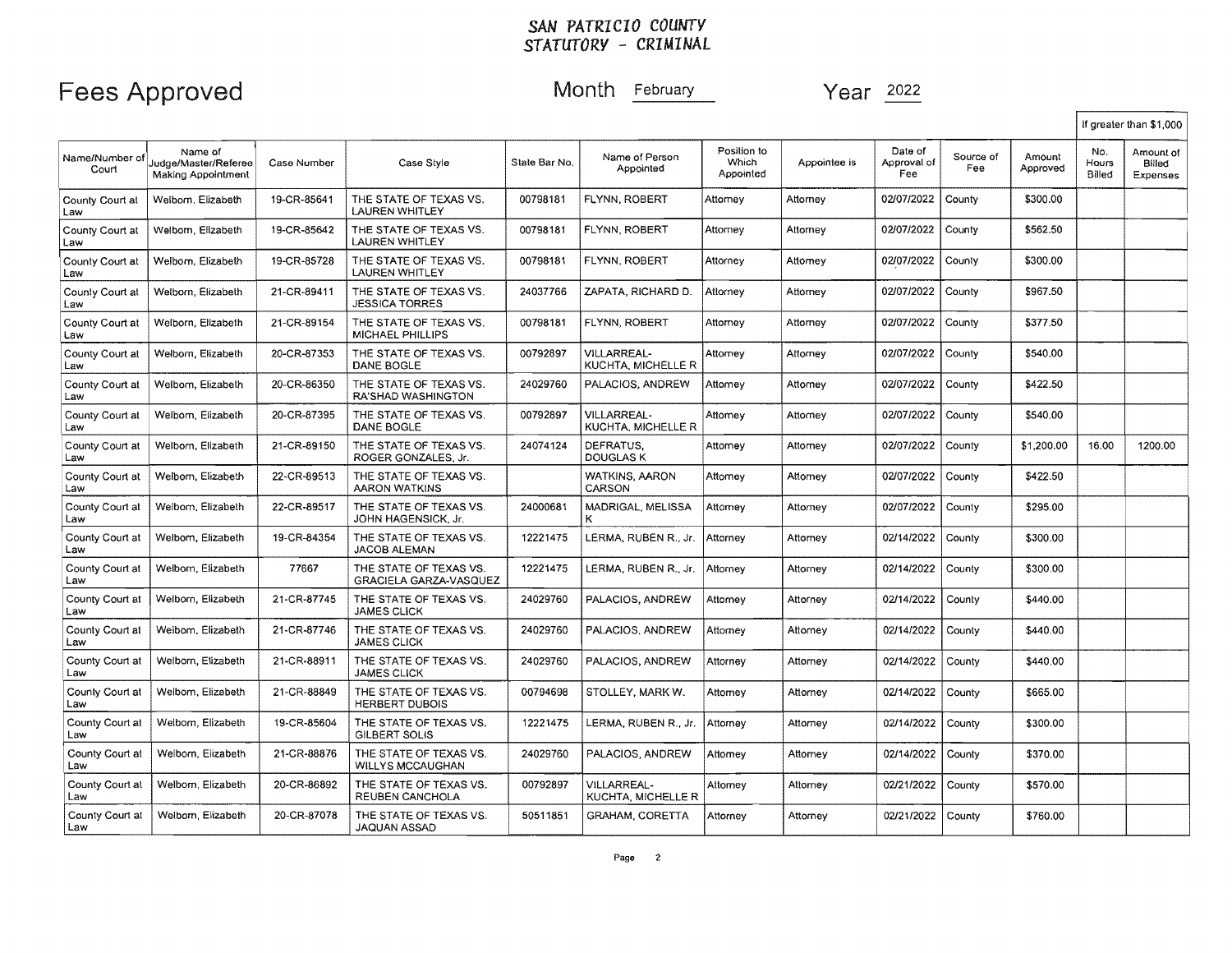SAN PATRICIO COUNTY
STATUTORY - CRIMINAL

# Fees Approved

Month February Year 2022

| Name/Number of Court | Name of Judge/Master/Referee Making Appointment | Case Number | Case Style | State Bar No. | Name of Person Appointed | Position to Which Appointed | Appointee is | Date of Approval of Fee | Source of Fee | Amount Approved | If greater than $1,000 | |
|---|---|---|---|---|---|---|---|---|---|---|---|---|
| | | | | | | | | | | | No. Hours Billed | Amount of Billed Expenses |
| County Court at Law | Welborn, Elizabeth | 19-CR-85641 | THE STATE OF TEXAS VS. LAUREN WHITLEY | 00798181 | FLYNN, ROBERT | Attorney | Attorney | 02/07/2022 | County | $300.00 | | |
| County Court at Law | Welborn, Elizabeth | 19-CR-85642 | THE STATE OF TEXAS VS. LAUREN WHITLEY | 00798181 | FLYNN, ROBERT | Attorney | Attorney | 02/07/2022 | County | $562.50 | | |
| County Court at Law | Welborn, Elizabeth | 19-CR-85728 | THE STATE OF TEXAS VS. LAUREN WHITLEY | 00798181 | FLYNN, ROBERT | Attorney | Attorney | 02/07/2022 | County | $300.00 | | |
| County Court at Law | Welborn, Elizabeth | 21-CR-89411 | THE STATE OF TEXAS VS. JESSICA TORRES | 24037766 | ZAPATA, RICHARD D. | Attorney | Attorney | 02/07/2022 | County | $967.50 | | |
| County Court at Law | Welborn, Elizabeth | 21-CR-89154 | THE STATE OF TEXAS VS. MICHAEL PHILLIPS | 00798181 | FLYNN, ROBERT | Attorney | Attorney | 02/07/2022 | County | $377.50 | | |
| County Court at Law | Welborn, Elizabeth | 20-CR-87353 | THE STATE OF TEXAS VS. DANE BOGLE | 00792897 | VILLARREAL-KUCHTA, MICHELLE R | Attorney | Attorney | 02/07/2022 | County | $540.00 | | |
| County Court at Law | Welborn, Elizabeth | 20-CR-86350 | THE STATE OF TEXAS VS. RA'SHAD WASHINGTON | 24029760 | PALACIOS, ANDREW | Attorney | Attorney | 02/07/2022 | County | $422.50 | | |
| County Court at Law | Welborn, Elizabeth | 20-CR-87395 | THE STATE OF TEXAS VS. DANE BOGLE | 00792897 | VILLARREAL-KUCHTA, MICHELLE R | Attorney | Attorney | 02/07/2022 | County | $540.00 | | |
| County Court at Law | Welborn, Elizabeth | 21-CR-89150 | THE STATE OF TEXAS VS. ROGER GONZALES, Jr. | 24074124 | DEFRATUS, DOUGLAS K | Attorney | Attorney | 02/07/2022 | County | $1,200.00 | 16.00 | 1200.00 |
| County Court at Law | Welborn, Elizabeth | 22-CR-89513 | THE STATE OF TEXAS VS. AARON WATKINS | | WATKINS, AARON CARSON | Attorney | Attorney | 02/07/2022 | County | $422.50 | | |
| County Court at Law | Welborn, Elizabeth | 22-CR-89517 | THE STATE OF TEXAS VS. JOHN HAGENSICK, Jr. | 24000681 | MADRIGAL, MELISSA K | Attorney | Attorney | 02/07/2022 | County | $295.00 | | |
| County Court at Law | Welborn, Elizabeth | 19-CR-84354 | THE STATE OF TEXAS VS. JACOB ALEMAN | 12221475 | LERMA, RUBEN R., Jr. | Attorney | Attorney | 02/14/2022 | County | $300.00 | | |
| County Court at Law | Welborn, Elizabeth | 77667 | THE STATE OF TEXAS VS. GRACIELA GARZA-VASQUEZ | 12221475 | LERMA, RUBEN R., Jr. | Attorney | Attorney | 02/14/2022 | County | $300.00 | | |
| County Court at Law | Welborn, Elizabeth | 21-CR-87745 | THE STATE OF TEXAS VS. JAMES CLICK | 24029760 | PALACIOS, ANDREW | Attorney | Attorney | 02/14/2022 | County | $440.00 | | |
| County Court at Law | Welborn, Elizabeth | 21-CR-87746 | THE STATE OF TEXAS VS. JAMES CLICK | 24029760 | PALACIOS, ANDREW | Attorney | Attorney | 02/14/2022 | County | $440.00 | | |
| County Court at Law | Welborn, Elizabeth | 21-CR-88911 | THE STATE OF TEXAS VS. JAMES CLICK | 24029760 | PALACIOS, ANDREW | Attorney | Attorney | 02/14/2022 | County | $440.00 | | |
| County Court at Law | Welborn, Elizabeth | 21-CR-88849 | THE STATE OF TEXAS VS. HERBERT DUBOIS | 00794698 | STOLLEY, MARK W. | Attorney | Attorney | 02/14/2022 | County | $665.00 | | |
| County Court at Law | Welborn, Elizabeth | 19-CR-85604 | THE STATE OF TEXAS VS. GILBERT SOLIS | 12221475 | LERMA, RUBEN R., Jr. | Attorney | Attorney | 02/14/2022 | County | $300.00 | | |
| County Court at Law | Welborn, Elizabeth | 21-CR-88876 | THE STATE OF TEXAS VS. WILLYS MCCAUGHAN | 24029760 | PALACIOS, ANDREW | Attorney | Attorney | 02/14/2022 | County | $370.00 | | |
| County Court at Law | Welborn, Elizabeth | 20-CR-86892 | THE STATE OF TEXAS VS. REUBEN CANCHOLA | 00792897 | VILLARREAL-KUCHTA, MICHELLE R | Attorney | Attorney | 02/21/2022 | County | $570.00 | | |
| County Court at Law | Welborn, Elizabeth | 20-CR-87078 | THE STATE OF TEXAS VS. JAQUAN ASSAD | 50511851 | GRAHAM, CORETTA | Attorney | Attorney | 02/21/2022 | County | $760.00 | | |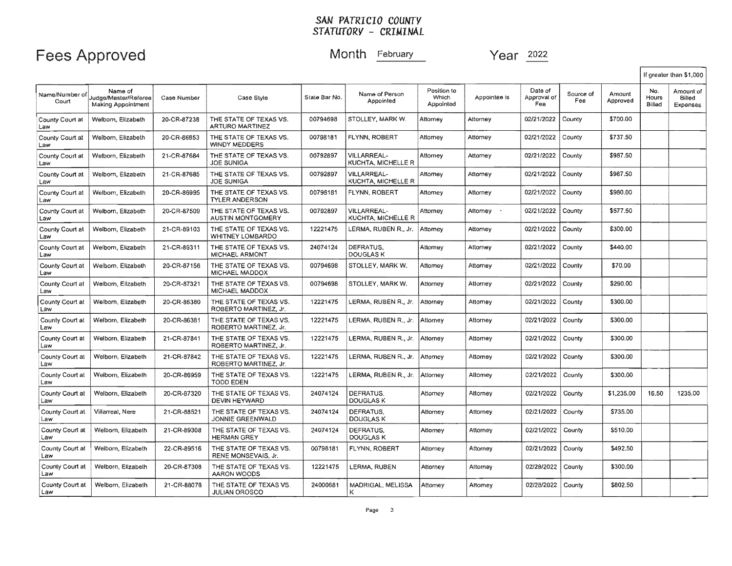**SAN PATRICIO COUNTY**
**STATUTORY - CRIMINAL**

# Fees Approved

Month February　　Year 2022

| Name/Number of Court | Name of Judge/Master/Referee Making Appointment | Case Number | Case Style | State Bar No. | Name of Person Appointed | Position to Which Appointed | Appointee is | Date of Approval of Fee | Source of Fee | Amount Approved | If greater than $1,000 No. Hours Billed | Amount of Billed Expenses |
|---|---|---|---|---|---|---|---|---|---|---|---|---|
| County Court at Law | Welborn, Elizabeth | 20-CR-87238 | THE STATE OF TEXAS VS. ARTURO MARTINEZ | 00794698 | STOLLEY, MARK W. | Attorney | Attorney | 02/21/2022 | County | $700.00 | | |
| County Court at Law | Welborn, Elizabeth | 20-CR-86853 | THE STATE OF TEXAS VS. WINDY MEDDERS | 00798181 | FLYNN, ROBERT | Attorney | Attorney | 02/21/2022 | County | $737.50 | | |
| County Court at Law | Welborn, Elizabeth | 21-CR-87684 | THE STATE OF TEXAS VS. JOE SUNIGA | 00792897 | VILLARREAL-KUCHTA, MICHELLE R | Attorney | Attorney | 02/21/2022 | County | $987.50 | | |
| County Court at Law | Welborn, Elizabeth | 21-CR-87685 | THE STATE OF TEXAS VS. JOE SUNIGA | 00792897 | VILLARREAL-KUCHTA, MICHELLE R | Attorney | Attorney | 02/21/2022 | County | $987.50 | | |
| County Court at Law | Welborn, Elizabeth | 20-CR-86995 | THE STATE OF TEXAS VS. TYLER ANDERSON | 00798181 | FLYNN, ROBERT | Attorney | Attorney | 02/21/2022 | County | $980.00 | | |
| County Court at Law | Welborn, Elizabeth | 20-CR-87509 | THE STATE OF TEXAS VS. AUSTIN MONTGOMERY | 00792897 | VILLARREAL-KUCHTA, MICHELLE R | Attorney | Attorney | 02/21/2022 | County | $577.50 | | |
| County Court at Law | Welborn, Elizabeth | 21-CR-89103 | THE STATE OF TEXAS VS. WHITNEY LOMBARDO | 12221475 | LERMA, RUBEN R., Jr. | Attorney | Attorney | 02/21/2022 | County | $300.00 | | |
| County Court at Law | Welborn, Elizabeth | 21-CR-89311 | THE STATE OF TEXAS VS. MICHAEL ARMONT | 24074124 | DEFRATUS, DOUGLAS K | Attorney | Attorney | 02/21/2022 | County | $440.00 | | |
| County Court at Law | Welborn, Elizabeth | 20-CR-87156 | THE STATE OF TEXAS VS. MICHAEL MADDOX | 00794698 | STOLLEY, MARK W. | Attorney | Attorney | 02/21/2022 | County | $70.00 | | |
| County Court at Law | Welborn, Elizabeth | 20-CR-87321 | THE STATE OF TEXAS VS. MICHAEL MADDOX | 00794698 | STOLLEY, MARK W. | Attorney | Attorney | 02/21/2022 | County | $290.00 | | |
| County Court at Law | Welborn, Elizabeth | 20-CR-86380 | THE STATE OF TEXAS VS. ROBERTO MARTINEZ, Jr. | 12221475 | LERMA, RUBEN R., Jr. | Attorney | Attorney | 02/21/2022 | County | $300.00 | | |
| County Court at Law | Welborn, Elizabeth | 20-CR-86381 | THE STATE OF TEXAS VS. ROBERTO MARTINEZ, Jr. | 12221475 | LERMA, RUBEN R., Jr. | Attorney | Attorney | 02/21/2022 | County | $300.00 | | |
| County Court at Law | Welborn, Elizabeth | 21-CR-87841 | THE STATE OF TEXAS VS. ROBERTO MARTINEZ, Jr. | 12221475 | LERMA, RUBEN R., Jr. | Attorney | Attorney | 02/21/2022 | County | $300.00 | | |
| County Court at Law | Welborn, Elizabeth | 21-CR-87842 | THE STATE OF TEXAS VS. ROBERTO MARTINEZ, Jr. | 12221475 | LERMA, RUBEN R., Jr. | Attorney | Attorney | 02/21/2022 | County | $300.00 | | |
| County Court at Law | Welborn, Elizabeth | 20-CR-86959 | THE STATE OF TEXAS VS. TODD EDEN | 12221475 | LERMA, RUBEN R., Jr. | Attorney | Attorney | 02/21/2022 | County | $300.00 | | |
| County Court at Law | Welborn, Elizabeth | 20-CR-87320 | THE STATE OF TEXAS VS. DEVIN HEYWARD | 24074124 | DEFRATUS, DOUGLAS K | Attorney | Attorney | 02/21/2022 | County | $1,235.00 | 16.50 | 1235.00 |
| County Court at Law | Villarreal, Nere | 21-CR-88521 | THE STATE OF TEXAS VS. JONNIE GREENWALD | 24074124 | DEFRATUS, DOUGLAS K | Attorney | Attorney | 02/21/2022 | County | $735.00 | | |
| County Court at Law | Welborn, Elizabeth | 21-CR-89308 | THE STATE OF TEXAS VS. HERMAN GREY | 24074124 | DEFRATUS, DOUGLAS K | Attorney | Attorney | 02/21/2022 | County | $510.00 | | |
| County Court at Law | Welborn, Elizabeth | 22-CR-89516 | THE STATE OF TEXAS VS. RENE MONSEVAIS, Jr. | 00798181 | FLYNN, ROBERT | Attorney | Attorney | 02/21/2022 | County | $492.50 | | |
| County Court at Law | Welborn, Elizabeth | 20-CR-87308 | THE STATE OF TEXAS VS. AARON WOODS | 12221475 | LERMA, RUBEN | Attorney | Attorney | 02/28/2022 | County | $300.00 | | |
| County Court at Law | Welborn, Elizabeth | 21-CR-88078 | THE STATE OF TEXAS VS. JULIAN OROSCO | 24000681 | MADRIGAL, MELISSA K | Attorney | Attorney | 02/28/2022 | County | $802.50 | | |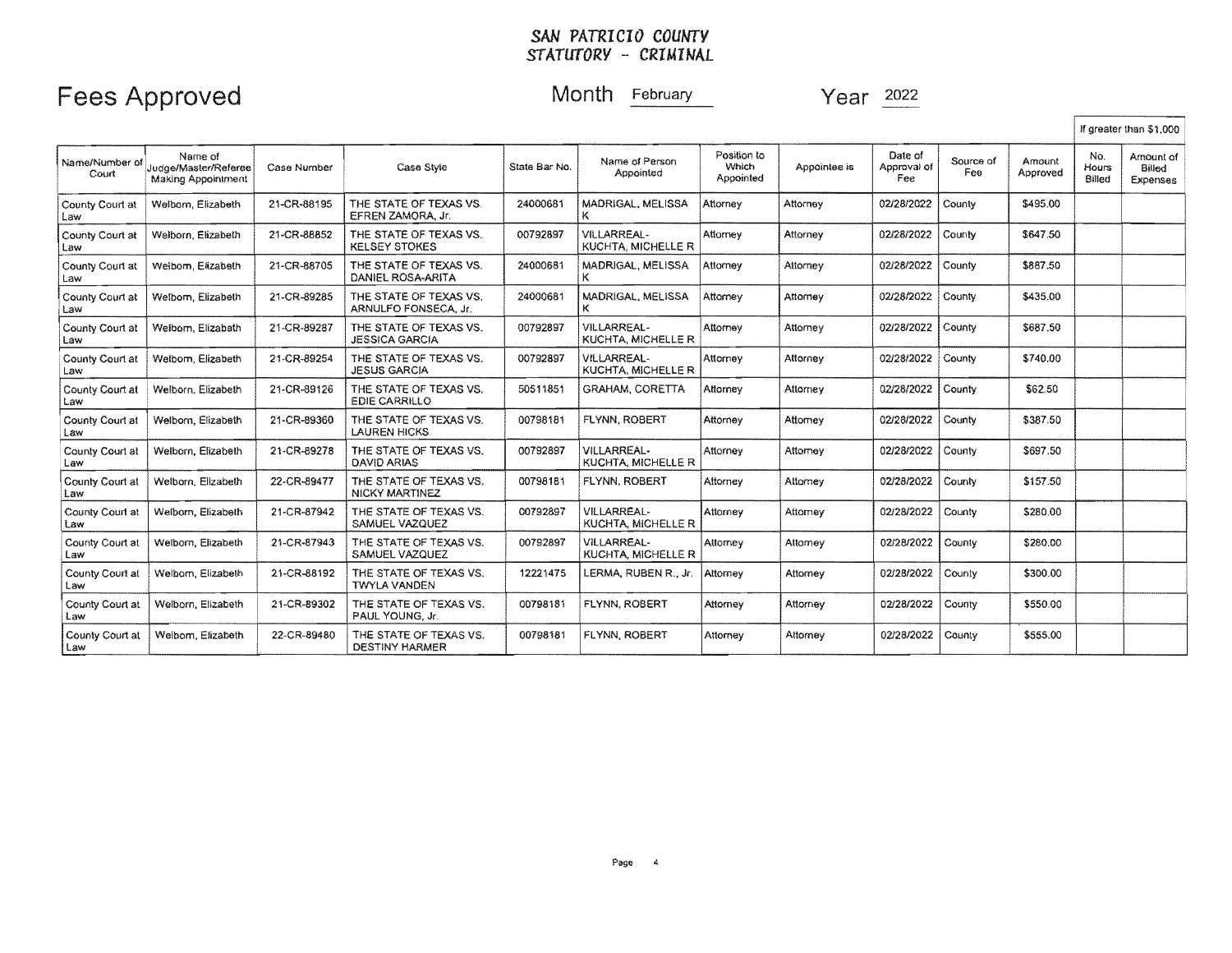**SAN PATRICIO COUNTY**
**STATUTORY - CRIMINAL**

# Fees Approved

Month February Year 2022

| Name/Number of Court | Name of Judge/Master/Referee Making Appointment | Case Number | Case Style | State Bar No. | Name of Person Appointed | Position to Which Appointed | Appointee is | Date of Approval of Fee | Source of Fee | Amount Approved | If greater than $1,000 No. Hours Billed | Amount of Billed Expenses |
|---|---|---|---|---|---|---|---|---|---|---|---|---|
| County Court at Law | Welborn, Elizabeth | 21-CR-88195 | THE STATE OF TEXAS VS. EFREN ZAMORA, Jr. | 24000681 | MADRIGAL, MELISSA K | Attorney | Attorney | 02/28/2022 | County | $495.00 | | |
| County Court at Law | Welborn, Elizabeth | 21-CR-88852 | THE STATE OF TEXAS VS. KELSEY STOKES | 00792897 | VILLARREAL-KUCHTA, MICHELLE R | Attorney | Attorney | 02/28/2022 | County | $647.50 | | |
| County Court at Law | Welborn, Elizabeth | 21-CR-88705 | THE STATE OF TEXAS VS. DANIEL ROSA-ARITA | 24000681 | MADRIGAL, MELISSA K | Attorney | Attorney | 02/28/2022 | County | $887.50 | | |
| County Court at Law | Welborn, Elizabeth | 21-CR-89285 | THE STATE OF TEXAS VS. ARNULFO FONSECA, Jr. | 24000681 | MADRIGAL, MELISSA K | Attorney | Attorney | 02/28/2022 | County | $435.00 | | |
| County Court at Law | Welborn, Elizabeth | 21-CR-89287 | THE STATE OF TEXAS VS. JESSICA GARCIA | 00792897 | VILLARREAL-KUCHTA, MICHELLE R | Attorney | Attorney | 02/28/2022 | County | $687.50 | | |
| County Court at Law | Welborn, Elizabeth | 21-CR-89254 | THE STATE OF TEXAS VS. JESUS GARCIA | 00792897 | VILLARREAL-KUCHTA, MICHELLE R | Attorney | Attorney | 02/28/2022 | County | $740.00 | | |
| County Court at Law | Welborn, Elizabeth | 21-CR-89126 | THE STATE OF TEXAS VS. EDIE CARRILLO | 50511851 | GRAHAM, CORETTA | Attorney | Attorney | 02/28/2022 | County | $62.50 | | |
| County Court at Law | Welborn, Elizabeth | 21-CR-89360 | THE STATE OF TEXAS VS. LAUREN HICKS | 00798181 | FLYNN, ROBERT | Attorney | Attorney | 02/28/2022 | County | $387.50 | | |
| County Court at Law | Welborn, Elizabeth | 21-CR-89278 | THE STATE OF TEXAS VS. DAVID ARIAS | 00792897 | VILLARREAL-KUCHTA, MICHELLE R | Attorney | Attorney | 02/28/2022 | County | $697.50 | | |
| County Court at Law | Welborn, Elizabeth | 22-CR-89477 | THE STATE OF TEXAS VS. NICKY MARTINEZ | 00798181 | FLYNN, ROBERT | Attorney | Attorney | 02/28/2022 | County | $157.50 | | |
| County Court at Law | Welborn, Elizabeth | 21-CR-87942 | THE STATE OF TEXAS VS. SAMUEL VAZQUEZ | 00792897 | VILLARREAL-KUCHTA, MICHELLE R | Attorney | Attorney | 02/28/2022 | County | $280.00 | | |
| County Court at Law | Welborn, Elizabeth | 21-CR-87943 | THE STATE OF TEXAS VS. SAMUEL VAZQUEZ | 00792897 | VILLARREAL-KUCHTA, MICHELLE R | Attorney | Attorney | 02/28/2022 | County | $280.00 | | |
| County Court at Law | Welborn, Elizabeth | 21-CR-88192 | THE STATE OF TEXAS VS. TWYLA VANDEN | 12221475 | LERMA, RUBEN R., Jr. | Attorney | Attorney | 02/28/2022 | County | $300.00 | | |
| County Court at Law | Welborn, Elizabeth | 21-CR-89302 | THE STATE OF TEXAS VS. PAUL YOUNG, Jr. | 00798181 | FLYNN, ROBERT | Attorney | Attorney | 02/28/2022 | County | $550.00 | | |
| County Court at Law | Welborn, Elizabeth | 22-CR-89480 | THE STATE OF TEXAS VS. DESTINY HARMER | 00798181 | FLYNN, ROBERT | Attorney | Attorney | 02/28/2022 | County | $555.00 | | |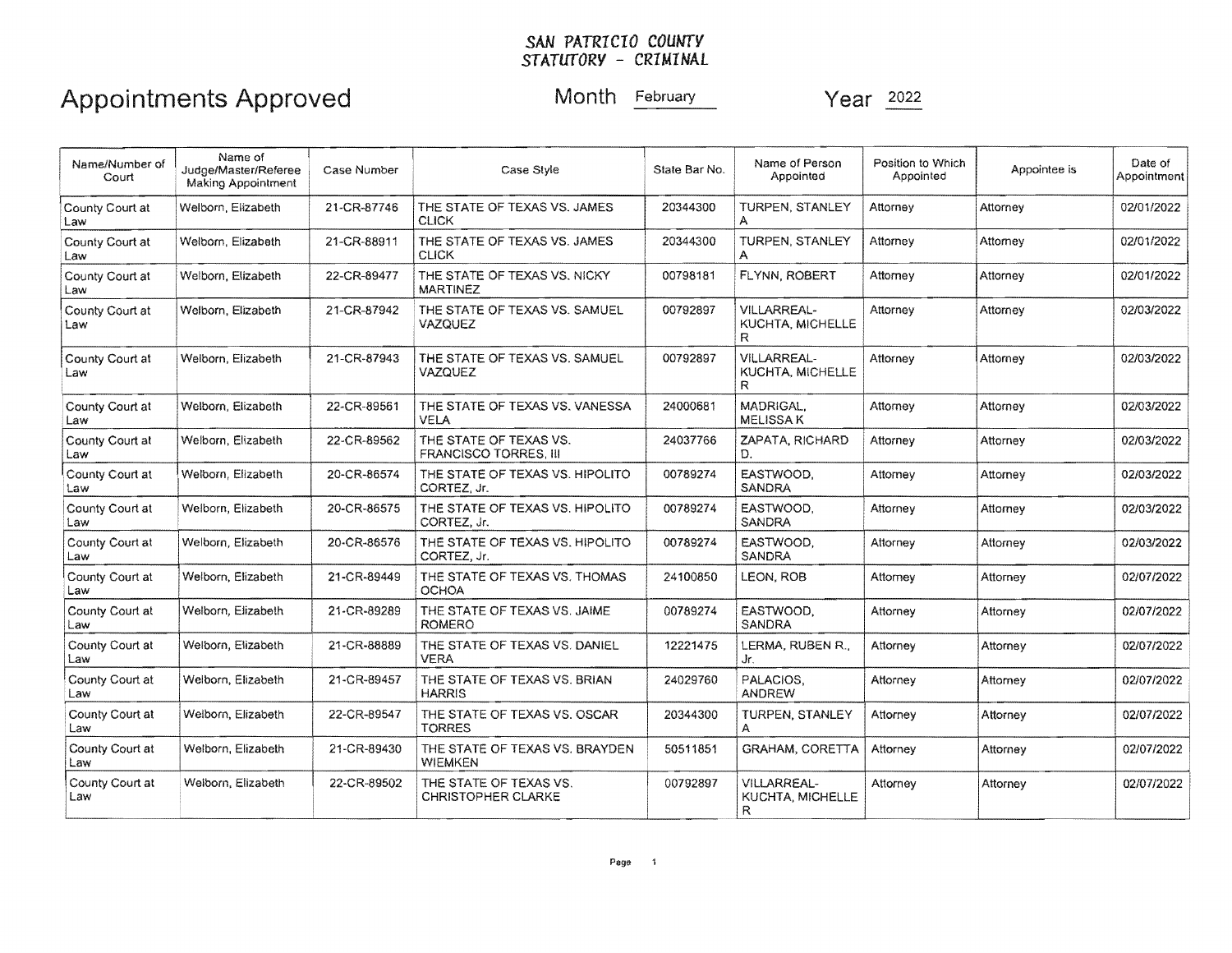SAN PATRICIO COUNTY
STATUTORY - CRIMINAL

# Appointments Approved

Month February Year 2022

| Name/Number of Court | Name of Judge/Master/Referee Making Appointment | Case Number | Case Style | State Bar No. | Name of Person Appointed | Position to Which Appointed | Appointee is | Date of Appointment |
|---|---|---|---|---|---|---|---|---|
| County Court at Law | Welborn, Elizabeth | 21-CR-87746 | THE STATE OF TEXAS VS. JAMES CLICK | 20344300 | TURPEN, STANLEY A | Attorney | Attorney | 02/01/2022 |
| County Court at Law | Welborn, Elizabeth | 21-CR-88911 | THE STATE OF TEXAS VS. JAMES CLICK | 20344300 | TURPEN, STANLEY A | Attorney | Attorney | 02/01/2022 |
| County Court at Law | Welborn, Elizabeth | 22-CR-89477 | THE STATE OF TEXAS VS. NICKY MARTINEZ | 00798181 | FLYNN, ROBERT | Attorney | Attorney | 02/01/2022 |
| County Court at Law | Welborn, Elizabeth | 21-CR-87942 | THE STATE OF TEXAS VS. SAMUEL VAZQUEZ | 00792897 | VILLARREAL-KUCHTA, MICHELLE R | Attorney | Attorney | 02/03/2022 |
| County Court at Law | Welborn, Elizabeth | 21-CR-87943 | THE STATE OF TEXAS VS. SAMUEL VAZQUEZ | 00792897 | VILLARREAL-KUCHTA, MICHELLE R | Attorney | Attorney | 02/03/2022 |
| County Court at Law | Welborn, Elizabeth | 22-CR-89561 | THE STATE OF TEXAS VS. VANESSA VELA | 24000681 | MADRIGAL, MELISSA K | Attorney | Attorney | 02/03/2022 |
| County Court at Law | Welborn, Elizabeth | 22-CR-89562 | THE STATE OF TEXAS VS. FRANCISCO TORRES, III | 24037766 | ZAPATA, RICHARD D. | Attorney | Attorney | 02/03/2022 |
| County Court at Law | Welborn, Elizabeth | 20-CR-86574 | THE STATE OF TEXAS VS. HIPOLITO CORTEZ, Jr. | 00789274 | EASTWOOD, SANDRA | Attorney | Attorney | 02/03/2022 |
| County Court at Law | Welborn, Elizabeth | 20-CR-86575 | THE STATE OF TEXAS VS. HIPOLITO CORTEZ, Jr. | 00789274 | EASTWOOD, SANDRA | Attorney | Attorney | 02/03/2022 |
| County Court at Law | Welborn, Elizabeth | 20-CR-86576 | THE STATE OF TEXAS VS. HIPOLITO CORTEZ, Jr. | 00789274 | EASTWOOD, SANDRA | Attorney | Attorney | 02/03/2022 |
| County Court at Law | Welborn, Elizabeth | 21-CR-89449 | THE STATE OF TEXAS VS. THOMAS OCHOA | 24100850 | LEON, ROB | Attorney | Attorney | 02/07/2022 |
| County Court at Law | Welborn, Elizabeth | 21-CR-89289 | THE STATE OF TEXAS VS. JAIME ROMERO | 00789274 | EASTWOOD, SANDRA | Attorney | Attorney | 02/07/2022 |
| County Court at Law | Welborn, Elizabeth | 21-CR-88889 | THE STATE OF TEXAS VS. DANIEL VERA | 12221475 | LERMA, RUBEN R., Jr. | Attorney | Attorney | 02/07/2022 |
| County Court at Law | Welborn, Elizabeth | 21-CR-89457 | THE STATE OF TEXAS VS. BRIAN HARRIS | 24029760 | PALACIOS, ANDREW | Attorney | Attorney | 02/07/2022 |
| County Court at Law | Welborn, Elizabeth | 22-CR-89547 | THE STATE OF TEXAS VS. OSCAR TORRES | 20344300 | TURPEN, STANLEY A | Attorney | Attorney | 02/07/2022 |
| County Court at Law | Welborn, Elizabeth | 21-CR-89430 | THE STATE OF TEXAS VS. BRAYDEN WIEMKEN | 50511851 | GRAHAM, CORETTA | Attorney | Attorney | 02/07/2022 |
| County Court at Law | Welborn, Elizabeth | 22-CR-89502 | THE STATE OF TEXAS VS. CHRISTOPHER CLARKE | 00792897 | VILLARREAL-KUCHTA, MICHELLE R | Attorney | Attorney | 02/07/2022 |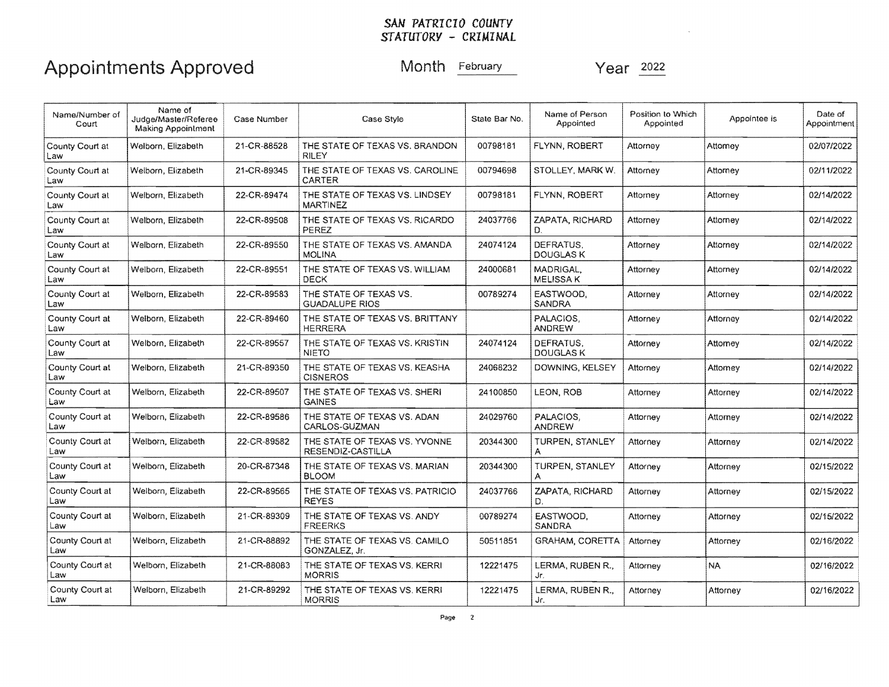**SAN PATRICIO COUNTY**
**STATUTORY - CRIMINAL**

# Appointments Approved

Month February Year 2022

| Name/Number of Court | Name of Judge/Master/Referee Making Appointment | Case Number | Case Style | State Bar No. | Name of Person Appointed | Position to Which Appointed | Appointee is | Date of Appointment |
|---|---|---|---|---|---|---|---|---|
| County Court at Law | Welborn, Elizabeth | 21-CR-88528 | THE STATE OF TEXAS VS. BRANDON RILEY | 00798181 | FLYNN, ROBERT | Attorney | Attorney | 02/07/2022 |
| County Court at Law | Welborn, Elizabeth | 21-CR-89345 | THE STATE OF TEXAS VS. CAROLINE CARTER | 00794698 | STOLLEY, MARK W. | Attorney | Attorney | 02/11/2022 |
| County Court at Law | Welborn, Elizabeth | 22-CR-89474 | THE STATE OF TEXAS VS. LINDSEY MARTINEZ | 00798181 | FLYNN, ROBERT | Attorney | Attorney | 02/14/2022 |
| County Court at Law | Welborn, Elizabeth | 22-CR-89508 | THE STATE OF TEXAS VS. RICARDO PEREZ | 24037766 | ZAPATA, RICHARD D. | Attorney | Attorney | 02/14/2022 |
| County Court at Law | Welborn, Elizabeth | 22-CR-89550 | THE STATE OF TEXAS VS. AMANDA MOLINA | 24074124 | DEFRATUS, DOUGLAS K | Attorney | Attorney | 02/14/2022 |
| County Court at Law | Welborn, Elizabeth | 22-CR-89551 | THE STATE OF TEXAS VS. WILLIAM DECK | 24000681 | MADRIGAL, MELISSA K | Attorney | Attorney | 02/14/2022 |
| County Court at Law | Welborn, Elizabeth | 22-CR-89583 | THE STATE OF TEXAS VS. GUADALUPE RIOS | 00789274 | EASTWOOD, SANDRA | Attorney | Attorney | 02/14/2022 |
| County Court at Law | Welborn, Elizabeth | 22-CR-89460 | THE STATE OF TEXAS VS. BRITTANY HERRERA | | PALACIOS, ANDREW | Attorney | Attorney | 02/14/2022 |
| County Court at Law | Welborn, Elizabeth | 22-CR-89557 | THE STATE OF TEXAS VS. KRISTIN NIETO | 24074124 | DEFRATUS, DOUGLAS K | Attorney | Attorney | 02/14/2022 |
| County Court at Law | Welborn, Elizabeth | 21-CR-89350 | THE STATE OF TEXAS VS. KEASHA CISNEROS | 24068232 | DOWNING, KELSEY | Attorney | Attorney | 02/14/2022 |
| County Court at Law | Welborn, Elizabeth | 22-CR-89507 | THE STATE OF TEXAS VS. SHERI GAINES | 24100850 | LEON, ROB | Attorney | Attorney | 02/14/2022 |
| County Court at Law | Welborn, Elizabeth | 22-CR-89586 | THE STATE OF TEXAS VS. ADAN CARLOS-GUZMAN | 24029760 | PALACIOS, ANDREW | Attorney | Attorney | 02/14/2022 |
| County Court at Law | Welborn, Elizabeth | 22-CR-89582 | THE STATE OF TEXAS VS. YVONNE RESENDIZ-CASTILLA | 20344300 | TURPEN, STANLEY A | Attorney | Attorney | 02/14/2022 |
| County Court at Law | Welborn, Elizabeth | 20-CR-87348 | THE STATE OF TEXAS VS. MARIAN BLOOM | 20344300 | TURPEN, STANLEY A | Attorney | Attorney | 02/15/2022 |
| County Court at Law | Welborn, Elizabeth | 22-CR-89565 | THE STATE OF TEXAS VS. PATRICIO REYES | 24037766 | ZAPATA, RICHARD D. | Attorney | Attorney | 02/15/2022 |
| County Court at Law | Welborn, Elizabeth | 21-CR-89309 | THE STATE OF TEXAS VS. ANDY FREERKS | 00789274 | EASTWOOD, SANDRA | Attorney | Attorney | 02/15/2022 |
| County Court at Law | Welborn, Elizabeth | 21-CR-88892 | THE STATE OF TEXAS VS. CAMILO GONZALEZ, Jr. | 50511851 | GRAHAM, CORETTA | Attorney | Attorney | 02/16/2022 |
| County Court at Law | Welborn, Elizabeth | 21-CR-88083 | THE STATE OF TEXAS VS. KERRI MORRIS | 12221475 | LERMA, RUBEN R., Jr. | Attorney | NA | 02/16/2022 |
| County Court at Law | Welborn, Elizabeth | 21-CR-89292 | THE STATE OF TEXAS VS. KERRI MORRIS | 12221475 | LERMA, RUBEN R., Jr. | Attorney | Attorney | 02/16/2022 |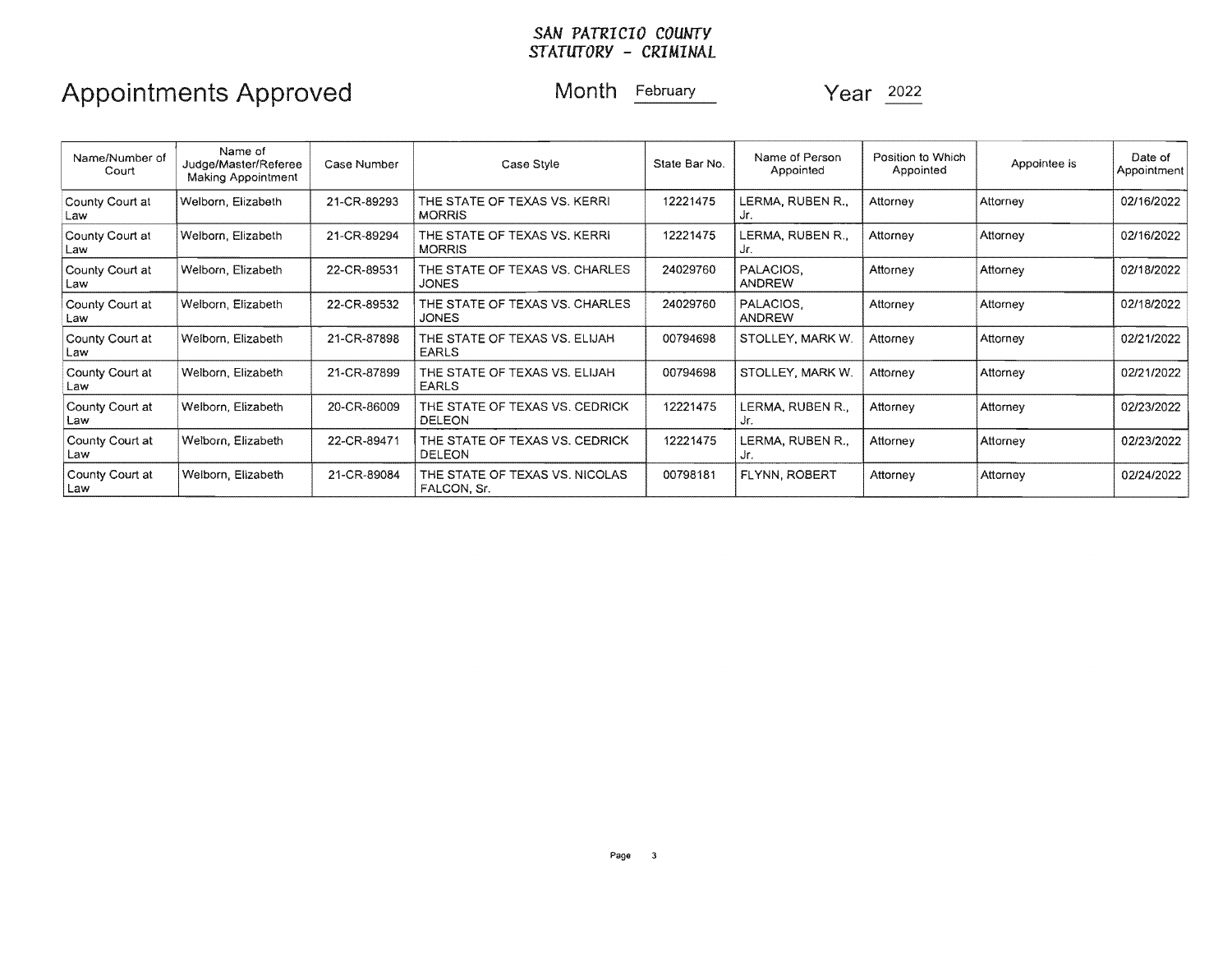**SAN PATRICIO COUNTY**
**STATUTORY - CRIMINAL**

# Appointments Approved

Month February Year 2022

| Name/Number of Court | Name of Judge/Master/Referee Making Appointment | Case Number | Case Style | State Bar No. | Name of Person Appointed | Position to Which Appointed | Appointee is | Date of Appointment |
|---|---|---|---|---|---|---|---|---|
| County Court at Law | Welborn, Elizabeth | 21-CR-89293 | THE STATE OF TEXAS VS. KERRI MORRIS | 12221475 | LERMA, RUBEN R., Jr. | Attorney | Attorney | 02/16/2022 |
| County Court at Law | Welborn, Elizabeth | 21-CR-89294 | THE STATE OF TEXAS VS. KERRI MORRIS | 12221475 | LERMA, RUBEN R., Jr. | Attorney | Attorney | 02/16/2022 |
| County Court at Law | Welborn, Elizabeth | 22-CR-89531 | THE STATE OF TEXAS VS. CHARLES JONES | 24029760 | PALACIOS, ANDREW | Attorney | Attorney | 02/18/2022 |
| County Court at Law | Welborn, Elizabeth | 22-CR-89532 | THE STATE OF TEXAS VS. CHARLES JONES | 24029760 | PALACIOS, ANDREW | Attorney | Attorney | 02/18/2022 |
| County Court at Law | Welborn, Elizabeth | 21-CR-87898 | THE STATE OF TEXAS VS. ELIJAH EARLS | 00794698 | STOLLEY, MARK W. | Attorney | Attorney | 02/21/2022 |
| County Court at Law | Welborn, Elizabeth | 21-CR-87899 | THE STATE OF TEXAS VS. ELIJAH EARLS | 00794698 | STOLLEY, MARK W. | Attorney | Attorney | 02/21/2022 |
| County Court at Law | Welborn, Elizabeth | 20-CR-86009 | THE STATE OF TEXAS VS. CEDRICK DELEON | 12221475 | LERMA, RUBEN R., Jr. | Attorney | Attorney | 02/23/2022 |
| County Court at Law | Welborn, Elizabeth | 22-CR-89471 | THE STATE OF TEXAS VS. CEDRICK DELEON | 12221475 | LERMA, RUBEN R., Jr. | Attorney | Attorney | 02/23/2022 |
| County Court at Law | Welborn, Elizabeth | 21-CR-89084 | THE STATE OF TEXAS VS. NICOLAS FALCON, Sr. | 00798181 | FLYNN, ROBERT | Attorney | Attorney | 02/24/2022 |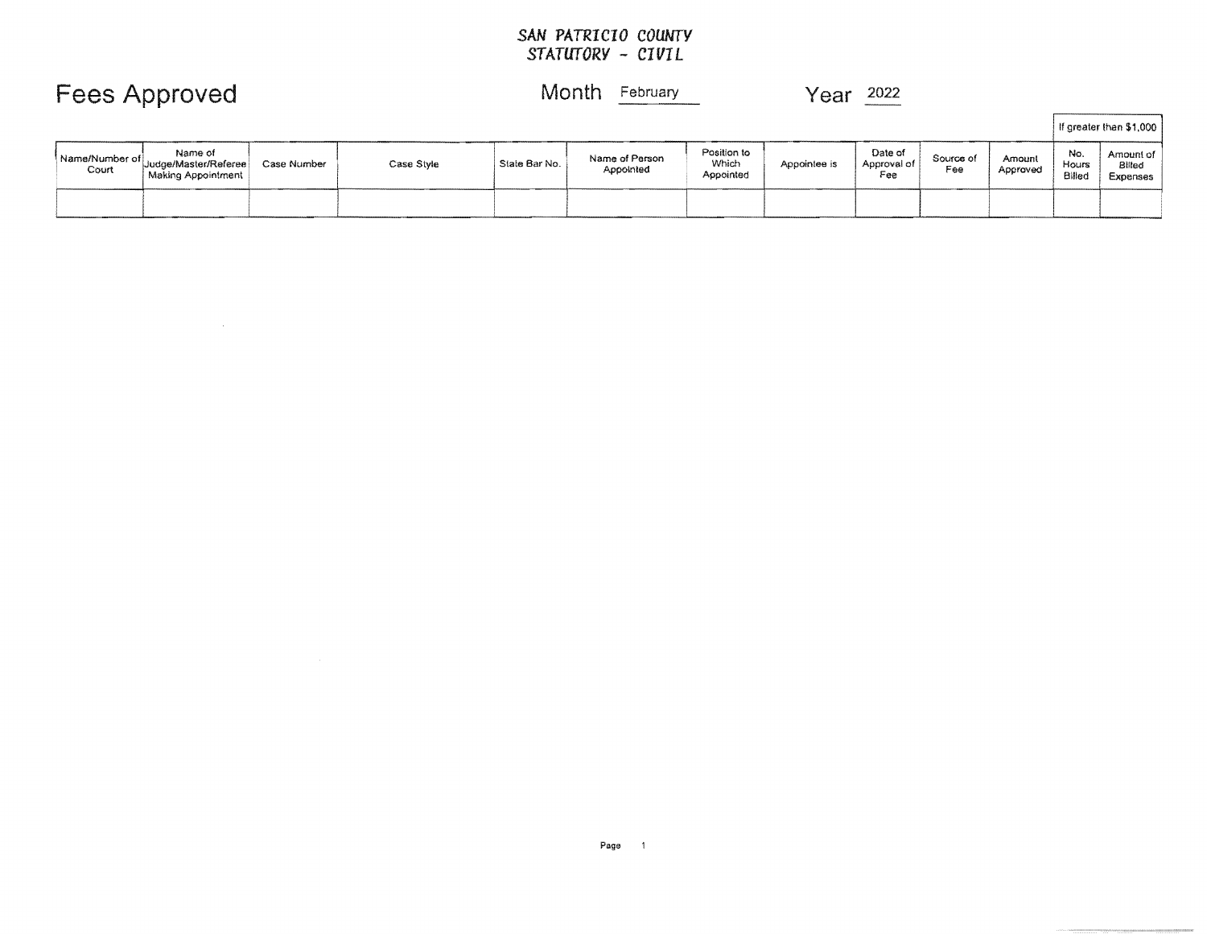# SAN PATRICIO COUNTY
## STATUTORY - CIVIL

**Fees Approved** Month February Year 2022

| Name/Number of Court | Name of Judge/Master/Referee Making Appointment | Case Number | Case Style | State Bar No. | Name of Person Appointed | Position to Which Appointed | Appointee is | Date of Approval of Fee | Source of Fee | Amount Approved | If greater than $1,000 | |
|---|---|---|---|---|---|---|---|---|---|---|---|---|
| | | | | | | | | | | | No. Hours Billed | Amount of Billed Expenses |
| | | | | | | | | | | | | |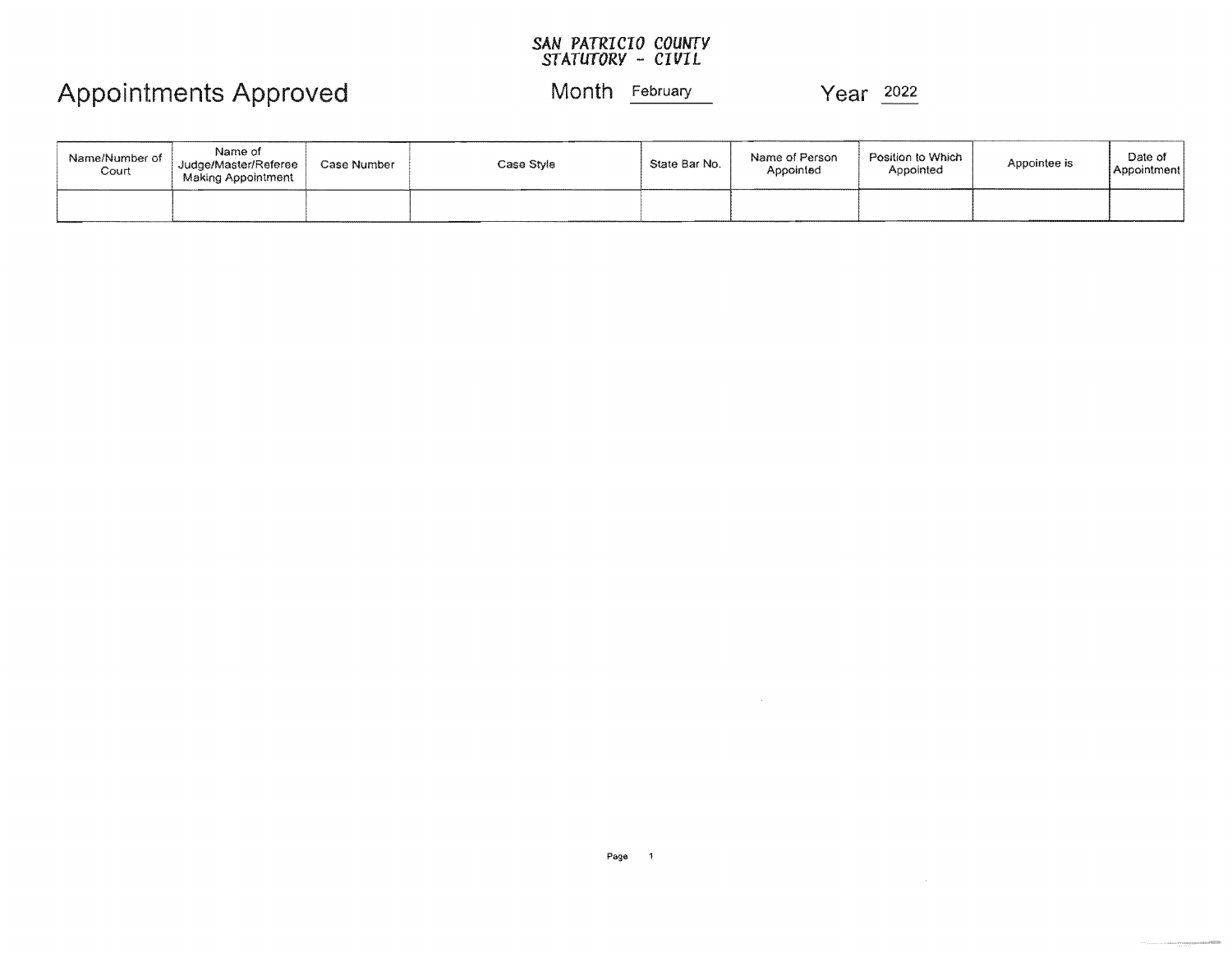SAN PATRICIO COUNTY
STATUTORY - CIVIL

# Appointments Approved

Month February

Year 2022

| Name/Number of Court | Name of Judge/Master/Referee Making Appointment | Case Number | Case Style | State Bar No. | Name of Person Appointed | Position to Which Appointed | Appointee is | Date of Appointment |
|---|---|---|---|---|---|---|---|---|
| | | | | | | | | |